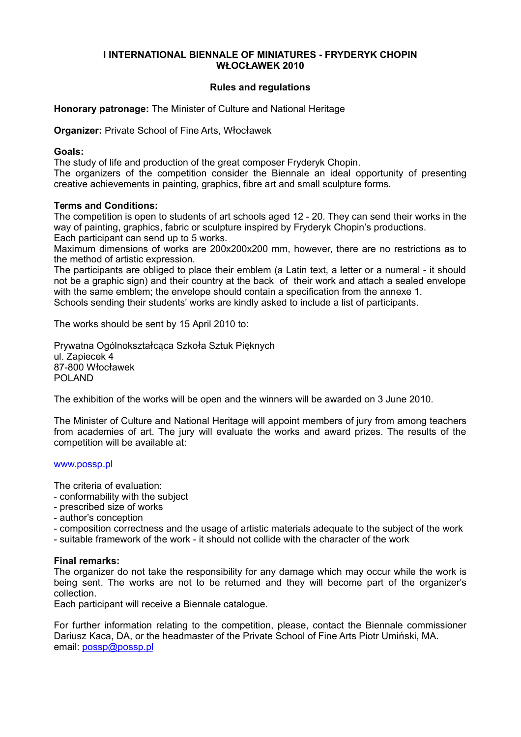# I INTERNATIONAL BIENNALE OF MINIATURES - FRYDERYK CHOPIN WŁOCŁAWEK 2010

## Rules and regulations

**Honorary patronage:** The Minister of Culture and National Heritage

**Organizer:** Private School of Fine Arts, Włocławek

**Goals:**
The study of life and production of the great composer Fryderyk Chopin.
The organizers of the competition consider the Biennale an ideal opportunity of presenting creative achievements in painting, graphics, fibre art and small sculpture forms.

**Terms and Conditions:**
The competition is open to students of art schools aged 12 - 20. They can send their works in the way of painting, graphics, fabric or sculpture inspired by Fryderyk Chopin's productions.
Each participant can send up to 5 works.
Maximum dimensions of works are 200x200x200 mm, however, there are no restrictions as to the method of artistic expression.
The participants are obliged to place their emblem (a Latin text, a letter or a numeral - it should not be a graphic sign) and their country at the back of their work and attach a sealed envelope with the same emblem; the envelope should contain a specification from the annexe 1.
Schools sending their students' works are kindly asked to include a list of participants.

The works should be sent by 15 April 2010 to:

Prywatna Ogólnokształcąca Szkoła Sztuk Pięknych
ul. Zapiecek 4
87-800 Włocławek
POLAND

The exhibition of the works will be open and the winners will be awarded on 3 June 2010.

The Minister of Culture and National Heritage will appoint members of jury from among teachers from academies of art. The jury will evaluate the works and award prizes. The results of the competition will be available at:

www.possp.pl

The criteria of evaluation:
- conformability with the subject
- prescribed size of works
- author's conception
- composition correctness and the usage of artistic materials adequate to the subject of the work
- suitable framework of the work - it should not collide with the character of the work

**Final remarks:**
The organizer do not take the responsibility for any damage which may occur while the work is being sent. The works are not to be returned and they will become part of the organizer's collection.
Each participant will receive a Biennale catalogue.

For further information relating to the competition, please, contact the Biennale commissioner Dariusz Kaca, DA, or the headmaster of the Private School of Fine Arts Piotr Umiński, MA.
email: possp@possp.pl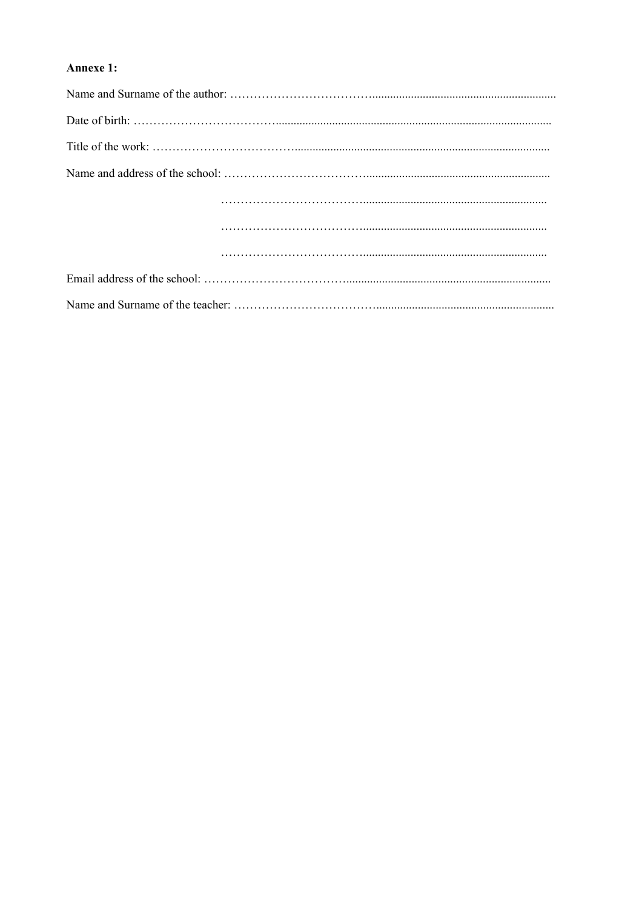**Annexe 1:**

Name and Surname of the author: ……………………………………………………………………………………

Date of birth: ……………………………………………………………………………………………

Title of the work: ……………………………………………………………………………………………

Name and address of the school: ……………………………………………………………………………

……………………………………………………………………………

……………………………………………………………………………

……………………………………………………………………………

Email address of the school: ……………………………………………………………………………

Name and Surname of the teacher: ……………………………………………………………………………